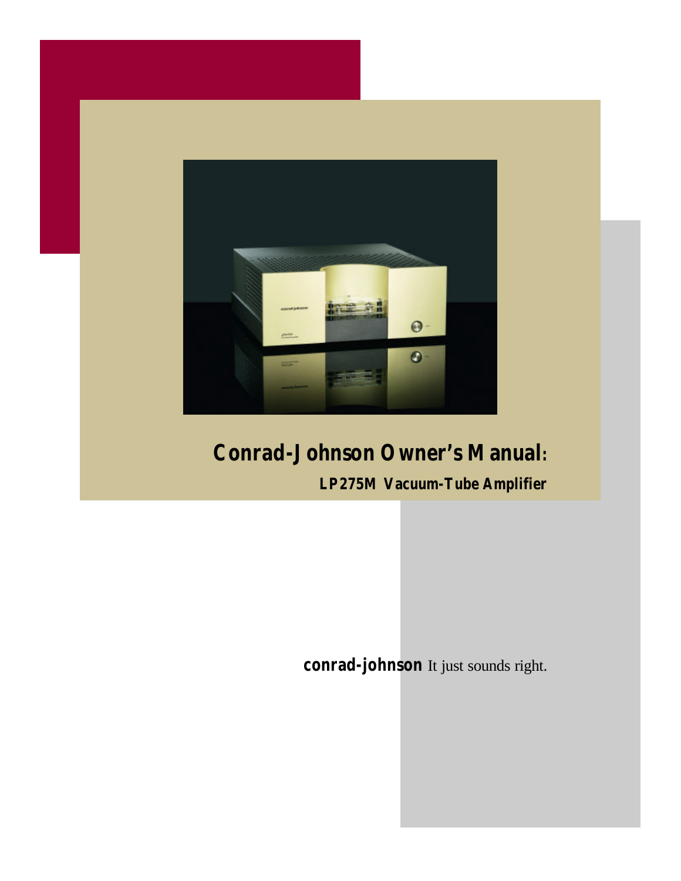# Conrad-Johnson Owner's Manual:

## LP275M Vacuum-Tube Amplifier

**conrad-johnson** It just sounds right.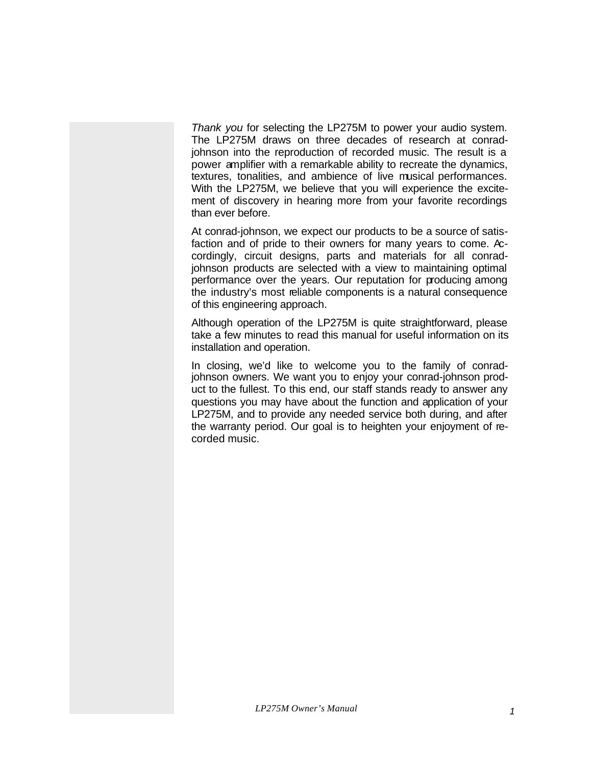*Thank you* for selecting the LP275M to power your audio system. The LP275M draws on three decades of research at conrad-johnson into the reproduction of recorded music. The result is a power amplifier with a remarkable ability to recreate the dynamics, textures, tonalities, and ambience of live musical performances. With the LP275M, we believe that you will experience the excitement of discovery in hearing more from your favorite recordings than ever before.

At conrad-johnson, we expect our products to be a source of satisfaction and of pride to their owners for many years to come. Accordingly, circuit designs, parts and materials for all conrad-johnson products are selected with a view to maintaining optimal performance over the years. Our reputation for producing among the industry's most reliable components is a natural consequence of this engineering approach.

Although operation of the LP275M is quite straightforward, please take a few minutes to read this manual for useful information on its installation and operation.

In closing, we'd like to welcome you to the family of conrad-johnson owners. We want you to enjoy your conrad-johnson product to the fullest. To this end, our staff stands ready to answer any questions you may have about the function and application of your LP275M, and to provide any needed service both during, and after the warranty period. Our goal is to heighten your enjoyment of recorded music.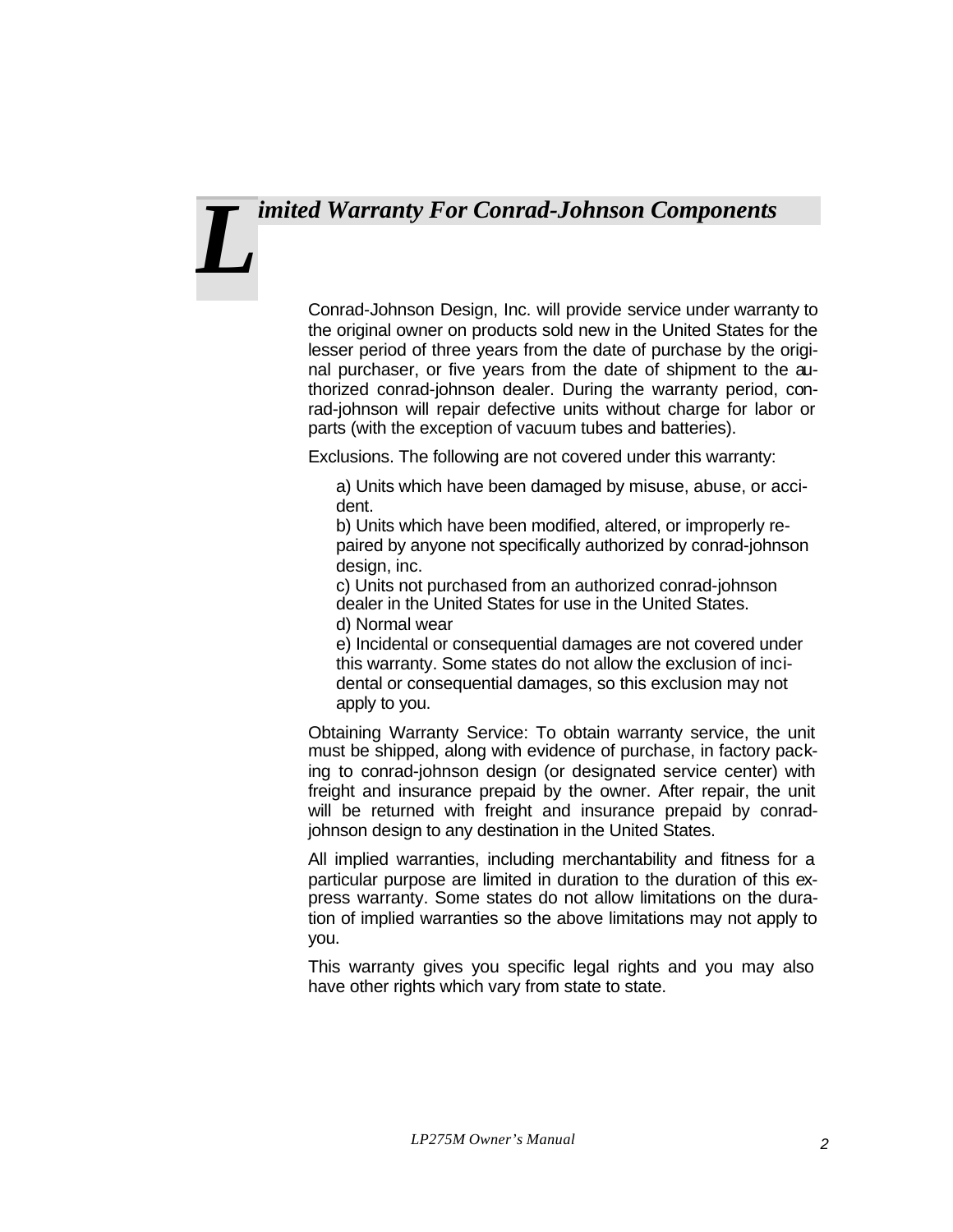# Limited Warranty For Conrad-Johnson Components

Conrad-Johnson Design, Inc. will provide service under warranty to the original owner on products sold new in the United States for the lesser period of three years from the date of purchase by the original purchaser, or five years from the date of shipment to the authorized conrad-johnson dealer. During the warranty period, conrad-johnson will repair defective units without charge for labor or parts (with the exception of vacuum tubes and batteries).

Exclusions. The following are not covered under this warranty:

a) Units which have been damaged by misuse, abuse, or accident.
b) Units which have been modified, altered, or improperly repaired by anyone not specifically authorized by conrad-johnson design, inc.
c) Units not purchased from an authorized conrad-johnson dealer in the United States for use in the United States.
d) Normal wear
e) Incidental or consequential damages are not covered under this warranty. Some states do not allow the exclusion of incidental or consequential damages, so this exclusion may not apply to you.

Obtaining Warranty Service: To obtain warranty service, the unit must be shipped, along with evidence of purchase, in factory packing to conrad-johnson design (or designated service center) with freight and insurance prepaid by the owner. After repair, the unit will be returned with freight and insurance prepaid by conrad-johnson design to any destination in the United States.

All implied warranties, including merchantability and fitness for a particular purpose are limited in duration to the duration of this express warranty. Some states do not allow limitations on the duration of implied warranties so the above limitations may not apply to you.

This warranty gives you specific legal rights and you may also have other rights which vary from state to state.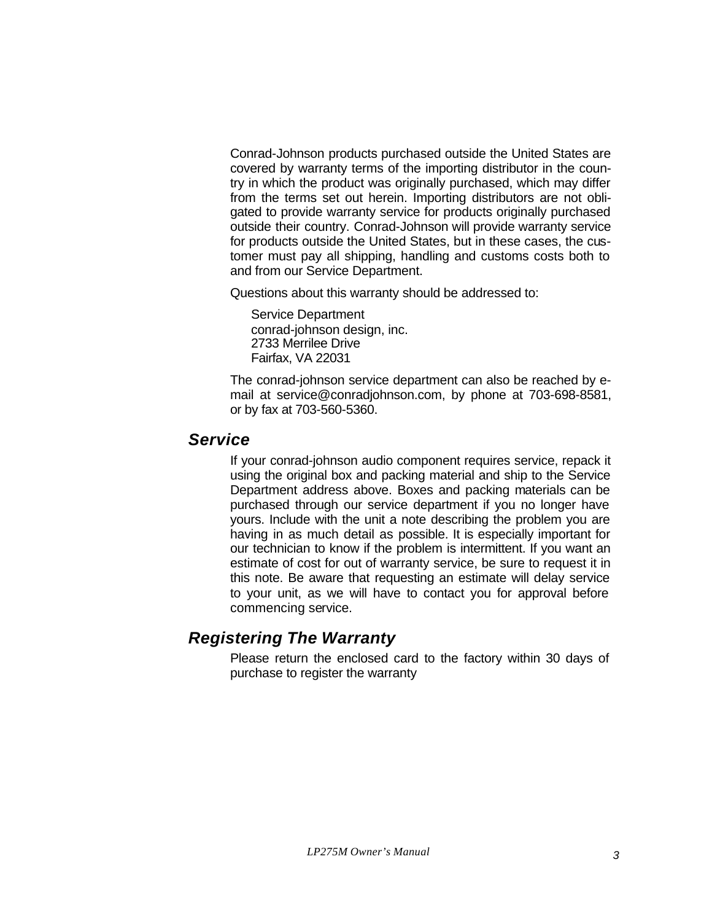Conrad-Johnson products purchased outside the United States are covered by warranty terms of the importing distributor in the country in which the product was originally purchased, which may differ from the terms set out herein. Importing distributors are not obligated to provide warranty service for products originally purchased outside their country. Conrad-Johnson will provide warranty service for products outside the United States, but in these cases, the customer must pay all shipping, handling and customs costs both to and from our Service Department.

Questions about this warranty should be addressed to:

Service Department
conrad-johnson design, inc.
2733 Merrilee Drive
Fairfax, VA 22031

The conrad-johnson service department can also be reached by e-mail at service@conradjohnson.com, by phone at 703-698-8581, or by fax at 703-560-5360.

## *Service*

If your conrad-johnson audio component requires service, repack it using the original box and packing material and ship to the Service Department address above. Boxes and packing materials can be purchased through our service department if you no longer have yours. Include with the unit a note describing the problem you are having in as much detail as possible. It is especially important for our technician to know if the problem is intermittent. If you want an estimate of cost for out of warranty service, be sure to request it in this note. Be aware that requesting an estimate will delay service to your unit, as we will have to contact you for approval before commencing service.

## *Registering The Warranty*

Please return the enclosed card to the factory within 30 days of purchase to register the warranty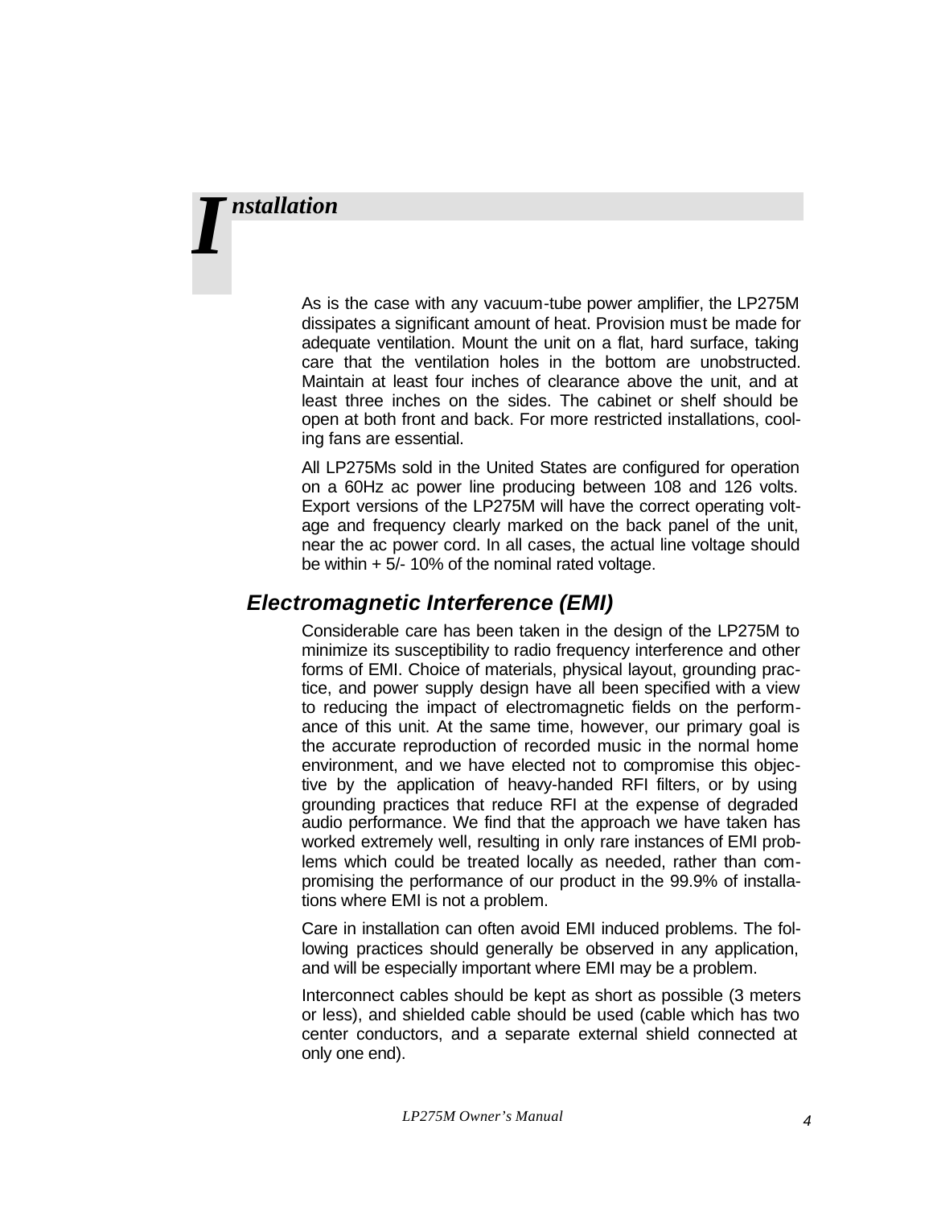# Installation

As is the case with any vacuum-tube power amplifier, the LP275M dissipates a significant amount of heat. Provision must be made for adequate ventilation. Mount the unit on a flat, hard surface, taking care that the ventilation holes in the bottom are unobstructed. Maintain at least four inches of clearance above the unit, and at least three inches on the sides. The cabinet or shelf should be open at both front and back. For more restricted installations, cooling fans are essential.

All LP275Ms sold in the United States are configured for operation on a 60Hz ac power line producing between 108 and 126 volts. Export versions of the LP275M will have the correct operating voltage and frequency clearly marked on the back panel of the unit, near the ac power cord. In all cases, the actual line voltage should be within + 5/- 10% of the nominal rated voltage.

## *Electromagnetic Interference (EMI)*

Considerable care has been taken in the design of the LP275M to minimize its susceptibility to radio frequency interference and other forms of EMI. Choice of materials, physical layout, grounding practice, and power supply design have all been specified with a view to reducing the impact of electromagnetic fields on the performance of this unit. At the same time, however, our primary goal is the accurate reproduction of recorded music in the normal home environment, and we have elected not to compromise this objective by the application of heavy-handed RFI filters, or by using grounding practices that reduce RFI at the expense of degraded audio performance. We find that the approach we have taken has worked extremely well, resulting in only rare instances of EMI problems which could be treated locally as needed, rather than compromising the performance of our product in the 99.9% of installations where EMI is not a problem.

Care in installation can often avoid EMI induced problems. The following practices should generally be observed in any application, and will be especially important where EMI may be a problem.

Interconnect cables should be kept as short as possible (3 meters or less), and shielded cable should be used (cable which has two center conductors, and a separate external shield connected at only one end).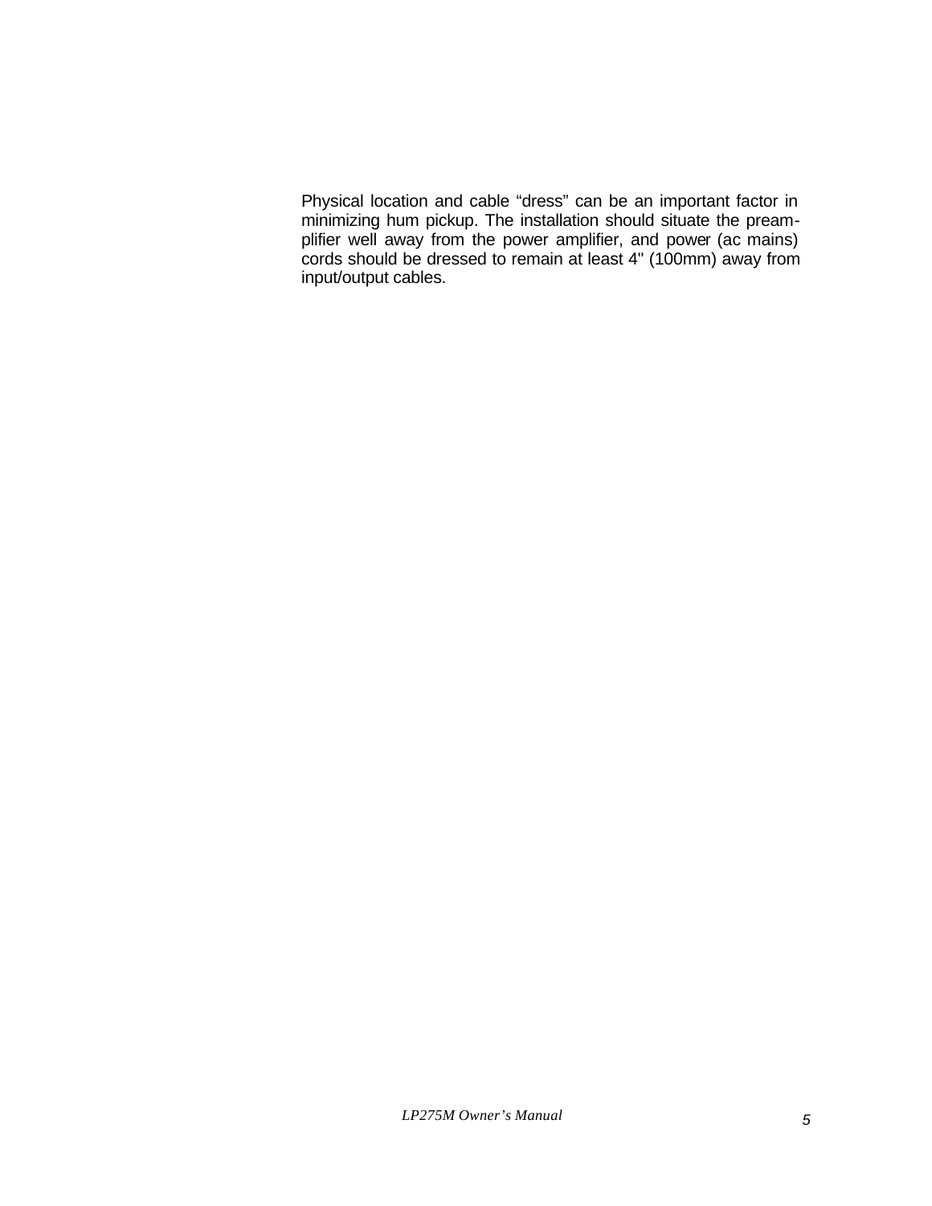Physical location and cable "dress" can be an important factor in minimizing hum pickup. The installation should situate the preamplifier well away from the power amplifier, and power (ac mains) cords should be dressed to remain at least 4" (100mm) away from input/output cables.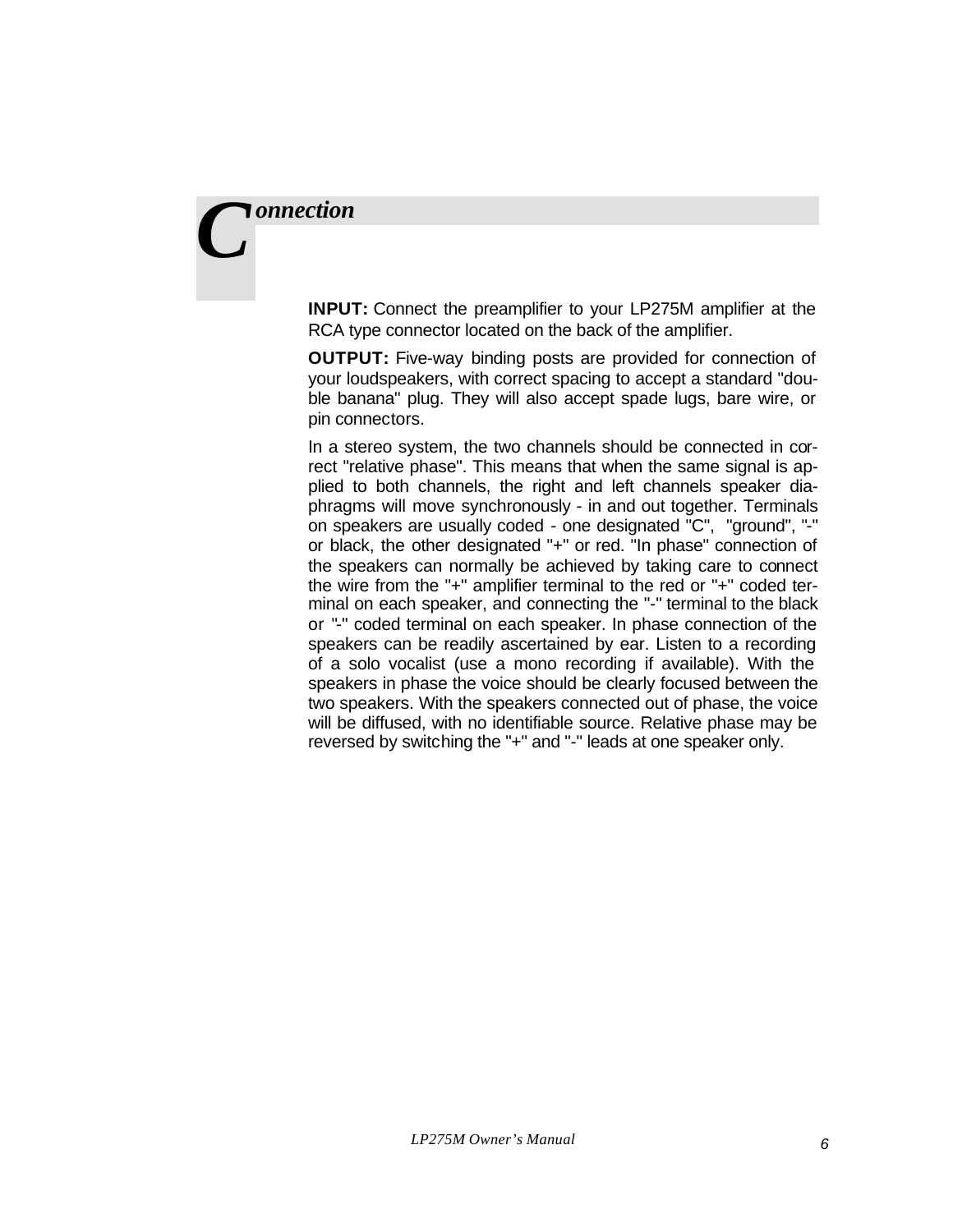# Connection

**INPUT:** Connect the preamplifier to your LP275M amplifier at the RCA type connector located on the back of the amplifier.

**OUTPUT:** Five-way binding posts are provided for connection of your loudspeakers, with correct spacing to accept a standard "double banana" plug. They will also accept spade lugs, bare wire, or pin connectors.

In a stereo system, the two channels should be connected in correct "relative phase". This means that when the same signal is applied to both channels, the right and left channels speaker diaphragms will move synchronously - in and out together. Terminals on speakers are usually coded - one designated "C", "ground", "-" or black, the other designated "+" or red. "In phase" connection of the speakers can normally be achieved by taking care to connect the wire from the "+" amplifier terminal to the red or "+" coded terminal on each speaker, and connecting the "-" terminal to the black or "-" coded terminal on each speaker. In phase connection of the speakers can be readily ascertained by ear. Listen to a recording of a solo vocalist (use a mono recording if available). With the speakers in phase the voice should be clearly focused between the two speakers. With the speakers connected out of phase, the voice will be diffused, with no identifiable source. Relative phase may be reversed by switching the "+" and "-" leads at one speaker only.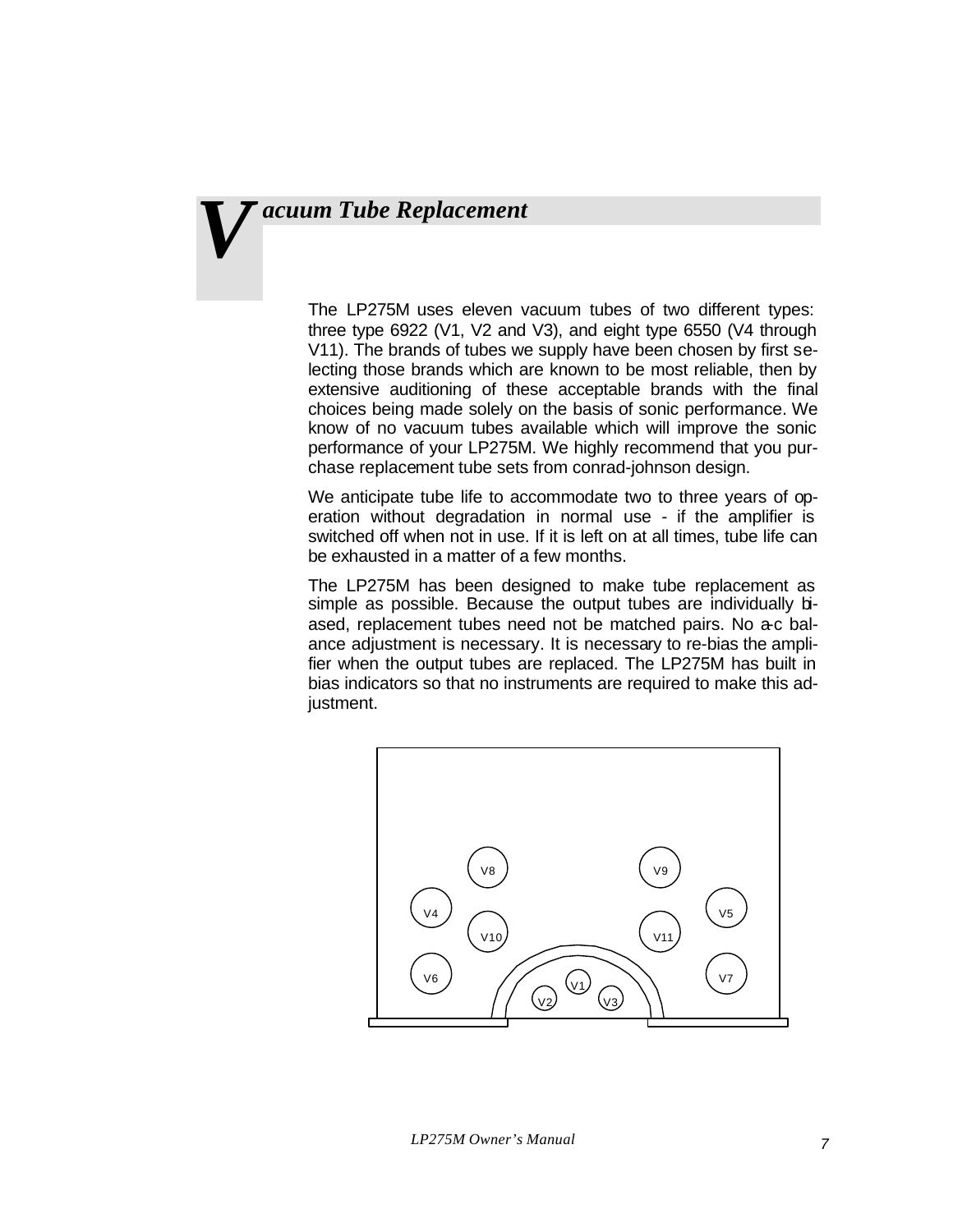# Vacuum Tube Replacement

The LP275M uses eleven vacuum tubes of two different types: three type 6922 (V1, V2 and V3), and eight type 6550 (V4 through V11). The brands of tubes we supply have been chosen by first selecting those brands which are known to be most reliable, then by extensive auditioning of these acceptable brands with the final choices being made solely on the basis of sonic performance. We know of no vacuum tubes available which will improve the sonic performance of your LP275M. We highly recommend that you purchase replacement tube sets from conrad-johnson design.

We anticipate tube life to accommodate two to three years of operation without degradation in normal use - if the amplifier is switched off when not in use. If it is left on at all times, tube life can be exhausted in a matter of a few months.

The LP275M has been designed to make tube replacement as simple as possible. Because the output tubes are individually biased, replacement tubes need not be matched pairs. No a-c balance adjustment is necessary. It is necessary to re-bias the amplifier when the output tubes are replaced. The LP275M has built in bias indicators so that no instruments are required to make this adjustment.

V8 V9

V4 V5

V10 V11

V6 V7

V1

V2 V3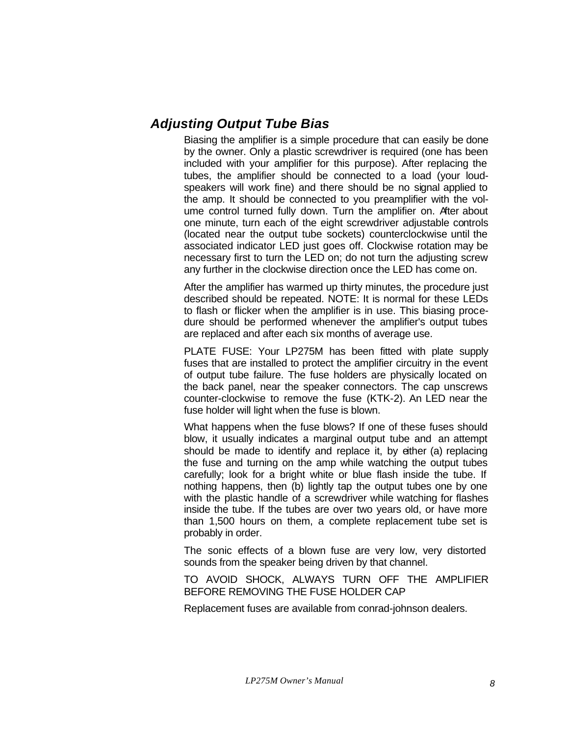## *Adjusting Output Tube Bias*

Biasing the amplifier is a simple procedure that can easily be done by the owner. Only a plastic screwdriver is required (one has been included with your amplifier for this purpose). After replacing the tubes, the amplifier should be connected to a load (your loudspeakers will work fine) and there should be no signal applied to the amp. It should be connected to you preamplifier with the volume control turned fully down. Turn the amplifier on. After about one minute, turn each of the eight screwdriver adjustable controls (located near the output tube sockets) counterclockwise until the associated indicator LED just goes off. Clockwise rotation may be necessary first to turn the LED on; do not turn the adjusting screw any further in the clockwise direction once the LED has come on.

After the amplifier has warmed up thirty minutes, the procedure just described should be repeated. NOTE: It is normal for these LEDs to flash or flicker when the amplifier is in use. This biasing procedure should be performed whenever the amplifier's output tubes are replaced and after each six months of average use.

PLATE FUSE: Your LP275M has been fitted with plate supply fuses that are installed to protect the amplifier circuitry in the event of output tube failure. The fuse holders are physically located on the back panel, near the speaker connectors. The cap unscrews counter-clockwise to remove the fuse (KTK-2). An LED near the fuse holder will light when the fuse is blown.

What happens when the fuse blows? If one of these fuses should blow, it usually indicates a marginal output tube and an attempt should be made to identify and replace it, by either (a) replacing the fuse and turning on the amp while watching the output tubes carefully; look for a bright white or blue flash inside the tube. If nothing happens, then (b) lightly tap the output tubes one by one with the plastic handle of a screwdriver while watching for flashes inside the tube. If the tubes are over two years old, or have more than 1,500 hours on them, a complete replacement tube set is probably in order.

The sonic effects of a blown fuse are very low, very distorted sounds from the speaker being driven by that channel.

TO AVOID SHOCK, ALWAYS TURN OFF THE AMPLIFIER BEFORE REMOVING THE FUSE HOLDER CAP

Replacement fuses are available from conrad-johnson dealers.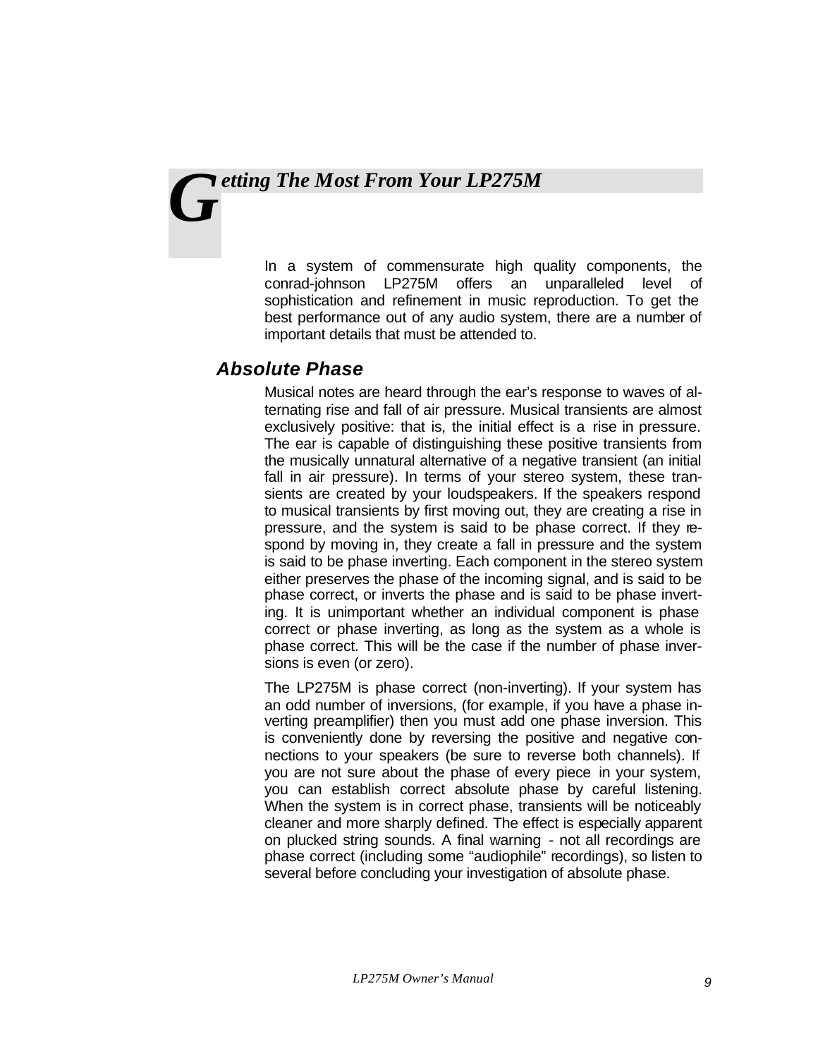# Getting The Most From Your LP275M

In a system of commensurate high quality components, the conrad-johnson LP275M offers an unparalleled level of sophistication and refinement in music reproduction. To get the best performance out of any audio system, there are a number of important details that must be attended to.

## *Absolute Phase*

Musical notes are heard through the ear's response to waves of alternating rise and fall of air pressure. Musical transients are almost exclusively positive: that is, the initial effect is a rise in pressure. The ear is capable of distinguishing these positive transients from the musically unnatural alternative of a negative transient (an initial fall in air pressure). In terms of your stereo system, these transients are created by your loudspeakers. If the speakers respond to musical transients by first moving out, they are creating a rise in pressure, and the system is said to be phase correct. If they respond by moving in, they create a fall in pressure and the system is said to be phase inverting. Each component in the stereo system either preserves the phase of the incoming signal, and is said to be phase correct, or inverts the phase and is said to be phase inverting. It is unimportant whether an individual component is phase correct or phase inverting, as long as the system as a whole is phase correct. This will be the case if the number of phase inversions is even (or zero).

The LP275M is phase correct (non-inverting). If your system has an odd number of inversions, (for example, if you have a phase inverting preamplifier) then you must add one phase inversion. This is conveniently done by reversing the positive and negative connections to your speakers (be sure to reverse both channels). If you are not sure about the phase of every piece in your system, you can establish correct absolute phase by careful listening. When the system is in correct phase, transients will be noticeably cleaner and more sharply defined. The effect is especially apparent on plucked string sounds. A final warning - not all recordings are phase correct (including some "audiophile" recordings), so listen to several before concluding your investigation of absolute phase.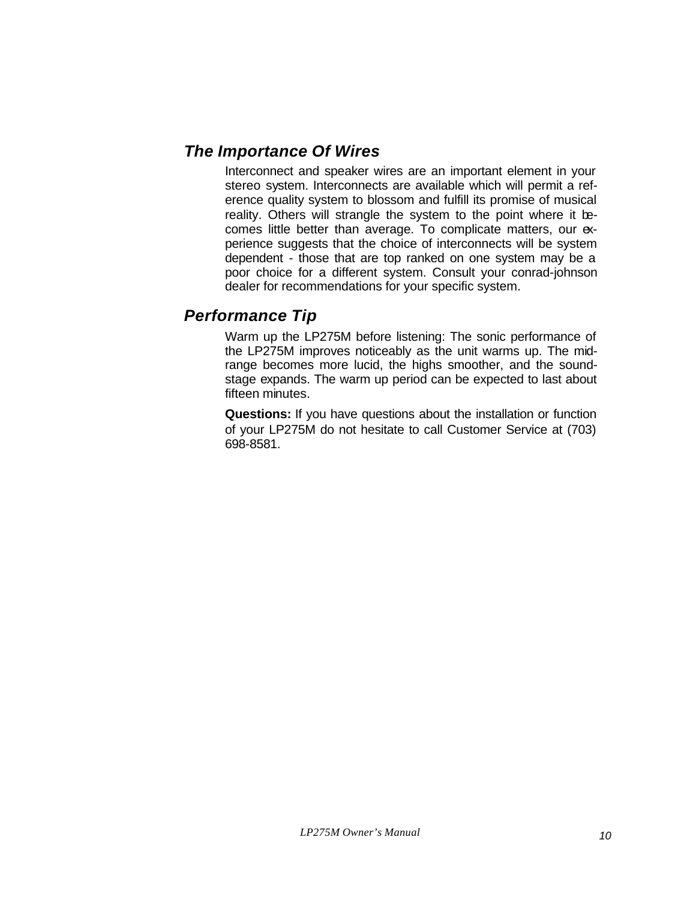## *The Importance Of Wires*

Interconnect and speaker wires are an important element in your stereo system. Interconnects are available which will permit a reference quality system to blossom and fulfill its promise of musical reality. Others will strangle the system to the point where it becomes little better than average. To complicate matters, our experience suggests that the choice of interconnects will be system dependent - those that are top ranked on one system may be a poor choice for a different system. Consult your conrad-johnson dealer for recommendations for your specific system.

## *Performance Tip*

Warm up the LP275M before listening: The sonic performance of the LP275M improves noticeably as the unit warms up. The midrange becomes more lucid, the highs smoother, and the soundstage expands. The warm up period can be expected to last about fifteen minutes.

**Questions:** If you have questions about the installation or function of your LP275M do not hesitate to call Customer Service at (703) 698-8581.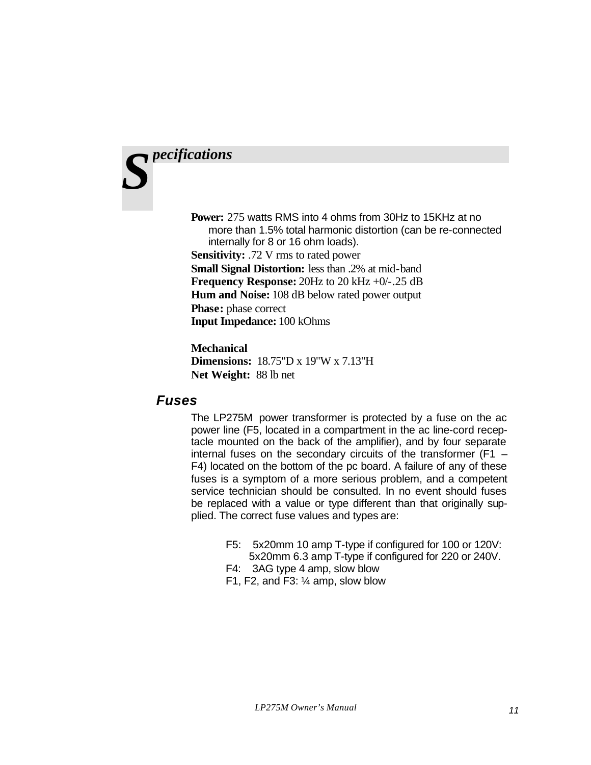# Specifications

**Power:** 275 watts RMS into 4 ohms from 30Hz to 15KHz at no more than 1.5% total harmonic distortion (can be re-connected internally for 8 or 16 ohm loads).
**Sensitivity:** .72 V rms to rated power
**Small Signal Distortion:** less than .2% at mid-band
**Frequency Response:** 20Hz to 20 kHz +0/-.25 dB
**Hum and Noise:** 108 dB below rated power output
**Phase:** phase correct
**Input Impedance:** 100 kOhms

**Mechanical**
**Dimensions:** 18.75"D x 19"W x 7.13"H
**Net Weight:** 88 lb net

## *Fuses*

The LP275M power transformer is protected by a fuse on the ac power line (F5, located in a compartment in the ac line-cord receptacle mounted on the back of the amplifier), and by four separate internal fuses on the secondary circuits of the transformer (F1 – F4) located on the bottom of the pc board. A failure of any of these fuses is a symptom of a more serious problem, and a competent service technician should be consulted. In no event should fuses be replaced with a value or type different than that originally supplied. The correct fuse values and types are:

F5: 5x20mm 10 amp T-type if configured for 100 or 120V:
5x20mm 6.3 amp T-type if configured for 220 or 240V.
F4: 3AG type 4 amp, slow blow
F1, F2, and F3: ¼ amp, slow blow